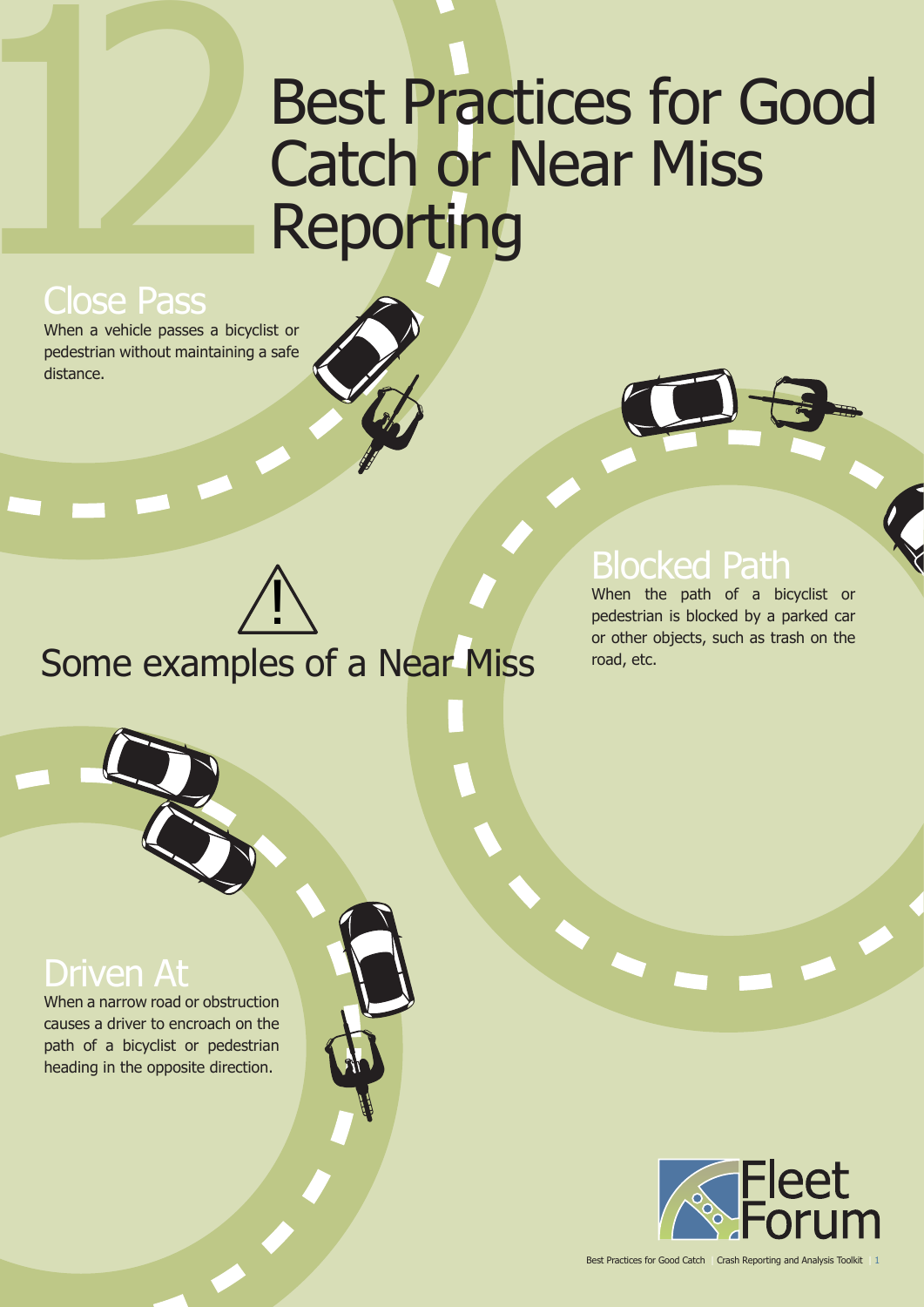# 12 Best Practices for Good Catch or Near Miss Reporting

## Some examples of a Near Miss

### Close Pass

When a vehicle passes a bicyclist or pedestrian without maintaining a safe distance.

### Blocked Path

When the path of a bicyclist or pedestrian is blocked by a parked car or other objects, such as trash on the road, etc.

### Driven At

When a narrow road or obstruction causes a driver to encroach on the path of a bicyclist or pedestrian heading in the opposite direction.

Fleet Forum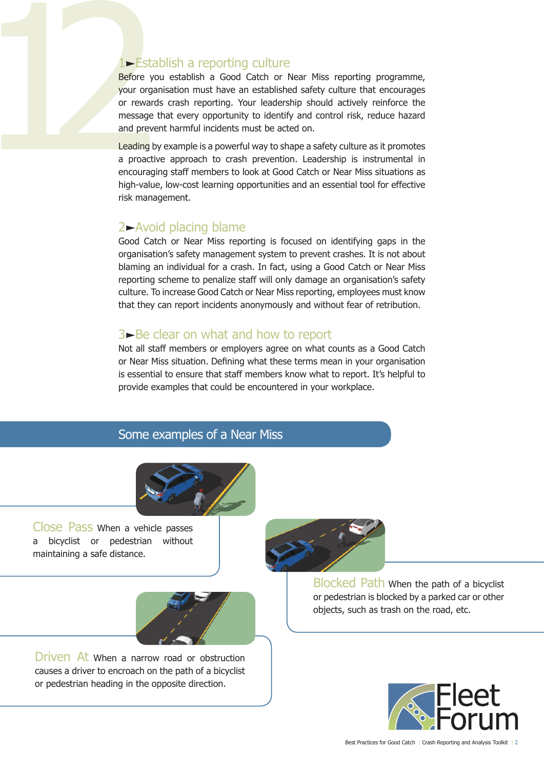## 1►Establish a reporting culture

Before you establish a Good Catch or Near Miss reporting programme, your organisation must have an established safety culture that encourages or rewards crash reporting. Your leadership should actively reinforce the message that every opportunity to identify and control risk, reduce hazard and prevent harmful incidents must be acted on.

Leading by example is a powerful way to shape a safety culture as it promotes a proactive approach to crash prevention. Leadership is instrumental in encouraging staff members to look at Good Catch or Near Miss situations as high-value, low-cost learning opportunities and an essential tool for effective risk management.

## 2►Avoid placing blame

Good Catch or Near Miss reporting is focused on identifying gaps in the organisation's safety management system to prevent crashes. It is not about blaming an individual for a crash. In fact, using a Good Catch or Near Miss reporting scheme to penalize staff will only damage an organisation's safety culture. To increase Good Catch or Near Miss reporting, employees must know that they can report incidents anonymously and without fear of retribution.

## 3►Be clear on what and how to report

Not all staff members or employers agree on what counts as a Good Catch or Near Miss situation. Defining what these terms mean in your organisation is essential to ensure that staff members know what to report. It's helpful to provide examples that could be encountered in your workplace.

### Some examples of a Near Miss

**Close Pass** When a vehicle passes a bicyclist or pedestrian without maintaining a safe distance.

**Blocked Path** When the path of a bicyclist or pedestrian is blocked by a parked car or other objects, such as trash on the road, etc.

**Driven At** When a narrow road or obstruction causes a driver to encroach on the path of a bicyclist or pedestrian heading in the opposite direction.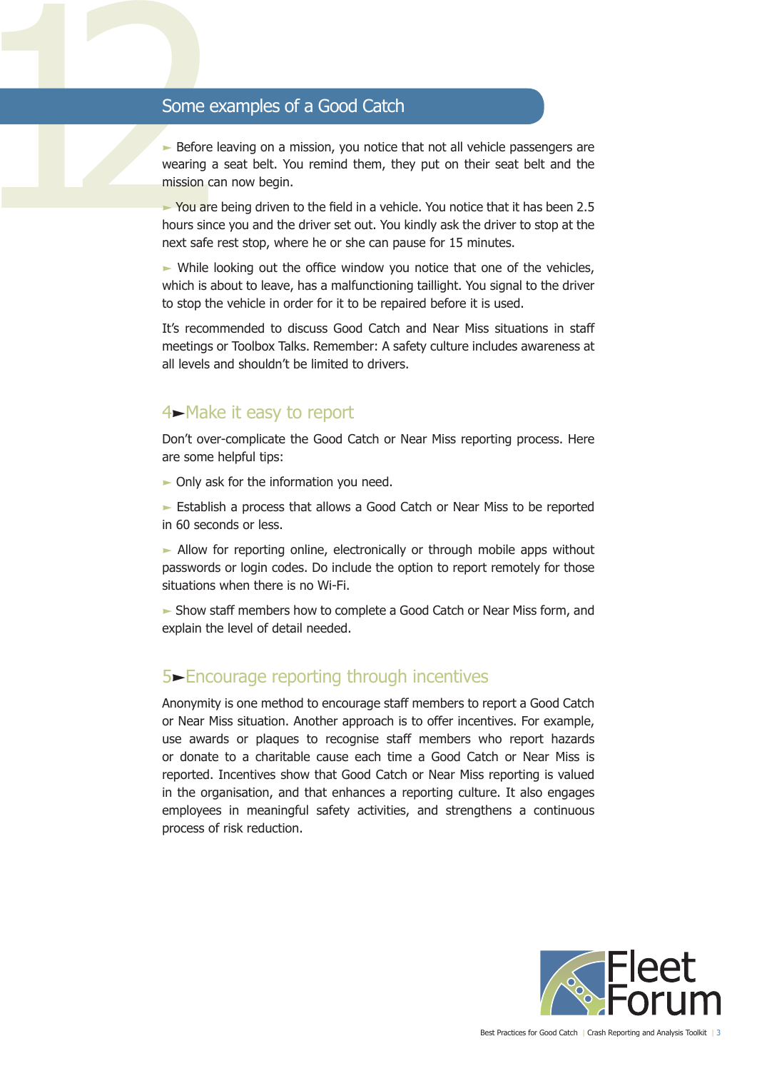## Some examples of a Good Catch

- Before leaving on a mission, you notice that not all vehicle passengers are wearing a seat belt. You remind them, they put on their seat belt and the mission can now begin.
- You are being driven to the field in a vehicle. You notice that it has been 2.5 hours since you and the driver set out. You kindly ask the driver to stop at the next safe rest stop, where he or she can pause for 15 minutes.
- While looking out the office window you notice that one of the vehicles, which is about to leave, has a malfunctioning taillight. You signal to the driver to stop the vehicle in order for it to be repaired before it is used.

It's recommended to discuss Good Catch and Near Miss situations in staff meetings or Toolbox Talks. Remember: A safety culture includes awareness at all levels and shouldn't be limited to drivers.

## 4►Make it easy to report

Don't over-complicate the Good Catch or Near Miss reporting process. Here are some helpful tips:

- Only ask for the information you need.
- Establish a process that allows a Good Catch or Near Miss to be reported in 60 seconds or less.
- Allow for reporting online, electronically or through mobile apps without passwords or login codes. Do include the option to report remotely for those situations when there is no Wi-Fi.
- Show staff members how to complete a Good Catch or Near Miss form, and explain the level of detail needed.

## 5►Encourage reporting through incentives

Anonymity is one method to encourage staff members to report a Good Catch or Near Miss situation. Another approach is to offer incentives. For example, use awards or plaques to recognise staff members who report hazards or donate to a charitable cause each time a Good Catch or Near Miss is reported. Incentives show that Good Catch or Near Miss reporting is valued in the organisation, and that enhances a reporting culture. It also engages employees in meaningful safety activities, and strengthens a continuous process of risk reduction.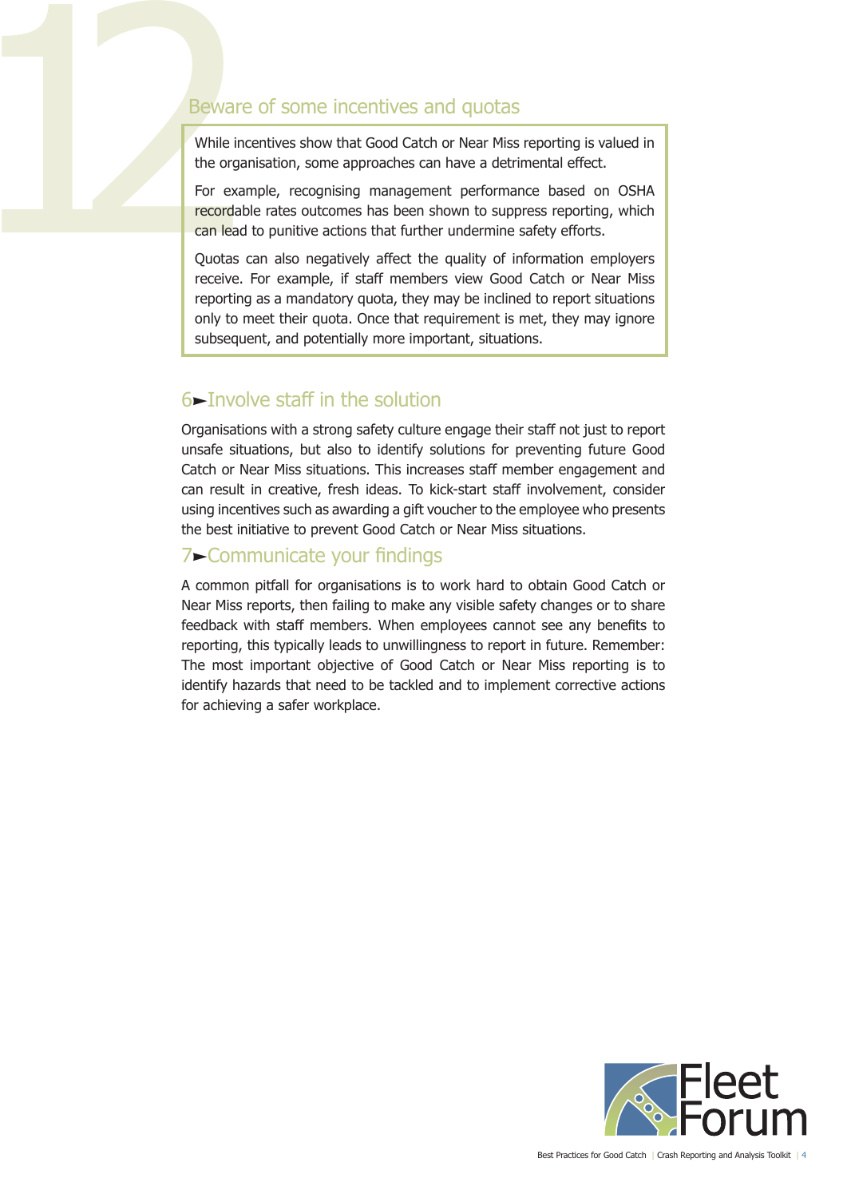## Beware of some incentives and quotas

While incentives show that Good Catch or Near Miss reporting is valued in the organisation, some approaches can have a detrimental effect.

For example, recognising management performance based on OSHA recordable rates outcomes has been shown to suppress reporting, which can lead to punitive actions that further undermine safety efforts.

Quotas can also negatively affect the quality of information employers receive. For example, if staff members view Good Catch or Near Miss reporting as a mandatory quota, they may be inclined to report situations only to meet their quota. Once that requirement is met, they may ignore subsequent, and potentially more important, situations.

## 6►Involve staff in the solution

Organisations with a strong safety culture engage their staff not just to report unsafe situations, but also to identify solutions for preventing future Good Catch or Near Miss situations. This increases staff member engagement and can result in creative, fresh ideas. To kick-start staff involvement, consider using incentives such as awarding a gift voucher to the employee who presents the best initiative to prevent Good Catch or Near Miss situations.

## 7►Communicate your findings

A common pitfall for organisations is to work hard to obtain Good Catch or Near Miss reports, then failing to make any visible safety changes or to share feedback with staff members. When employees cannot see any benefits to reporting, this typically leads to unwillingness to report in future. Remember: The most important objective of Good Catch or Near Miss reporting is to identify hazards that need to be tackled and to implement corrective actions for achieving a safer workplace.